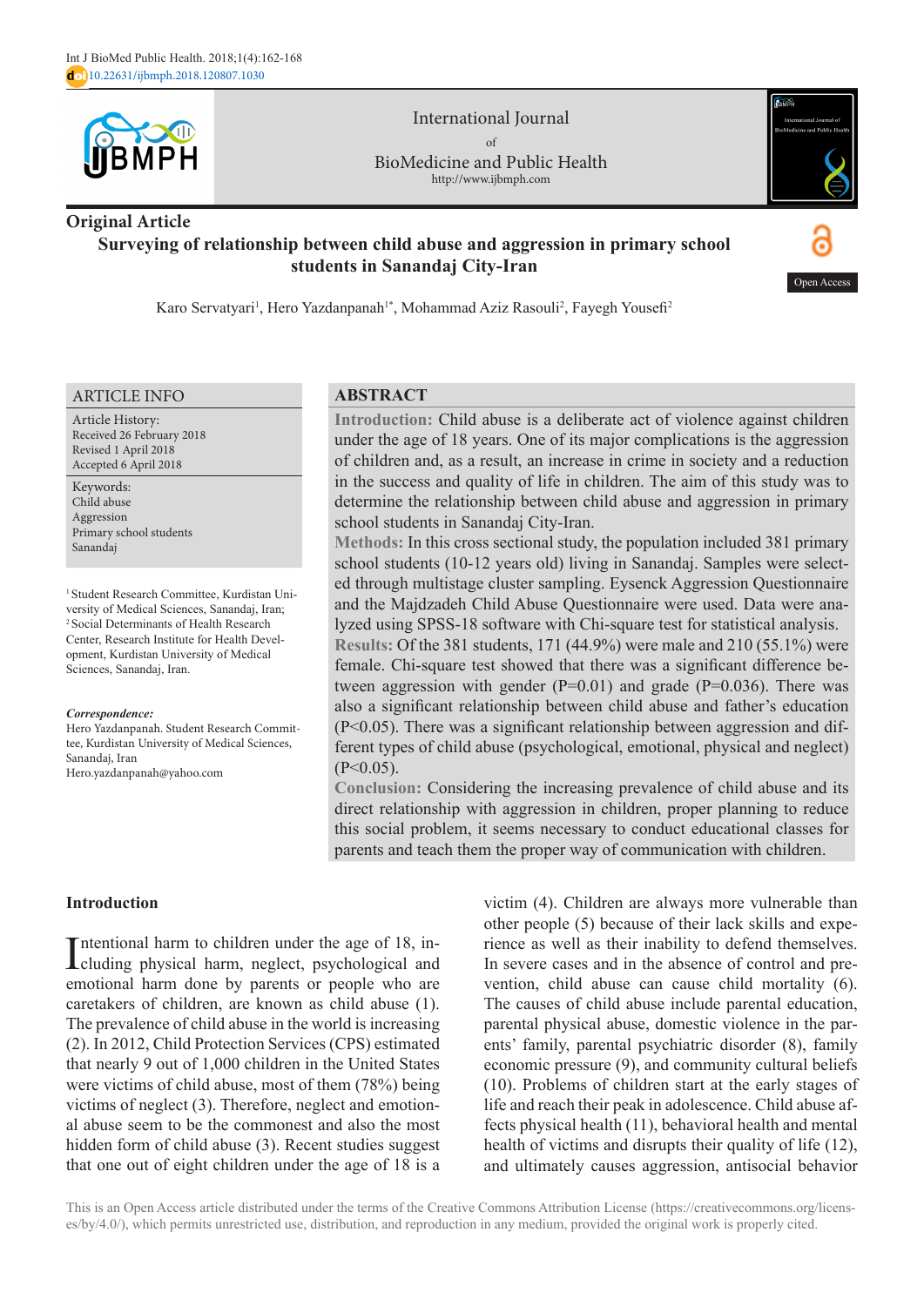Int J BioMed Public Health. 2018;1(4):162-168
doi 10.22631/ijbmph.2018.120807.1030

International Journal of BioMedicine and Public Health
http://www.ijbmph.com

Original Article

# Surveying of relationship between child abuse and aggression in primary school students in Sanandaj City-Iran

Open Access

Karo Servatyari[1], Hero Yazdanpanah[1*], Mohammad Aziz Rasouli[2], Fayegh Yousefi[2]

## ARTICLE INFO

Article History:
Received 26 February 2018
Revised 1 April 2018
Accepted 6 April 2018

Keywords:
Child abuse
Aggression
Primary school students
Sanandaj

[1] Student Research Committee, Kurdistan University of Medical Sciences, Sanandaj, Iran;
[2] Social Determinants of Health Research Center, Research Institute for Health Development, Kurdistan University of Medical Sciences, Sanandaj, Iran.

***Correspondence:***
Hero Yazdanpanah. Student Research Committee, Kurdistan University of Medical Sciences, Sanandaj, Iran
Hero.yazdanpanah@yahoo.com

## ABSTRACT

**Introduction:** Child abuse is a deliberate act of violence against children under the age of 18 years. One of its major complications is the aggression of children and, as a result, an increase in crime in society and a reduction in the success and quality of life in children. The aim of this study was to determine the relationship between child abuse and aggression in primary school students in Sanandaj City-Iran.

**Methods:** In this cross sectional study, the population included 381 primary school students (10-12 years old) living in Sanandaj. Samples were selected through multistage cluster sampling. Eysenck Aggression Questionnaire and the Majdzadeh Child Abuse Questionnaire were used. Data were analyzed using SPSS-18 software with Chi-square test for statistical analysis.

**Results:** Of the 381 students, 171 (44.9%) were male and 210 (55.1%) were female. Chi-square test showed that there was a significant difference between aggression with gender (P=0.01) and grade (P=0.036). There was also a significant relationship between child abuse and father's education (P<0.05). There was a significant relationship between aggression and different types of child abuse (psychological, emotional, physical and neglect) (P<0.05).

**Conclusion:** Considering the increasing prevalence of child abuse and its direct relationship with aggression in children, proper planning to reduce this social problem, it seems necessary to conduct educational classes for parents and teach them the proper way of communication with children.

## Introduction

Intentional harm to children under the age of 18, including physical harm, neglect, psychological and emotional harm done by parents or people who are caretakers of children, are known as child abuse (1). The prevalence of child abuse in the world is increasing (2). In 2012, Child Protection Services (CPS) estimated that nearly 9 out of 1,000 children in the United States were victims of child abuse, most of them (78%) being victims of neglect (3). Therefore, neglect and emotional abuse seem to be the commonest and also the most hidden form of child abuse (3). Recent studies suggest that one out of eight children under the age of 18 is a victim (4). Children are always more vulnerable than other people (5) because of their lack skills and experience as well as their inability to defend themselves. In severe cases and in the absence of control and prevention, child abuse can cause child mortality (6). The causes of child abuse include parental education, parental physical abuse, domestic violence in the parents' family, parental psychiatric disorder (8), family economic pressure (9), and community cultural beliefs (10). Problems of children start at the early stages of life and reach their peak in adolescence. Child abuse affects physical health (11), behavioral health and mental health of victims and disrupts their quality of life (12), and ultimately causes aggression, antisocial behavior

This is an Open Access article distributed under the terms of the Creative Commons Attribution License (https://creativecommons.org/licenses/by/4.0/), which permits unrestricted use, distribution, and reproduction in any medium, provided the original work is properly cited.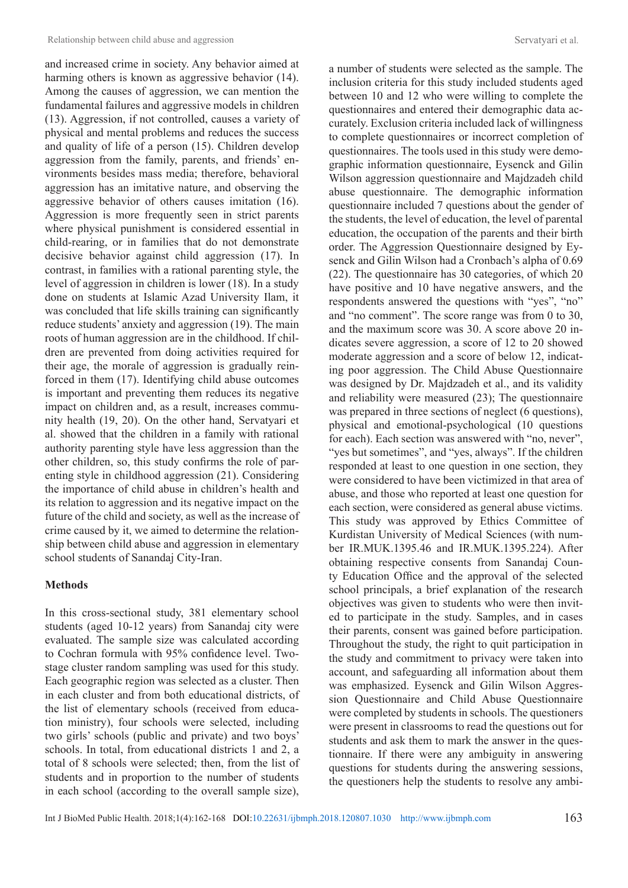and increased crime in society. Any behavior aimed at harming others is known as aggressive behavior (14). Among the causes of aggression, we can mention the fundamental failures and aggressive models in children (13). Aggression, if not controlled, causes a variety of physical and mental problems and reduces the success and quality of life of a person (15). Children develop aggression from the family, parents, and friends' environments besides mass media; therefore, behavioral aggression has an imitative nature, and observing the aggressive behavior of others causes imitation (16). Aggression is more frequently seen in strict parents where physical punishment is considered essential in child-rearing, or in families that do not demonstrate decisive behavior against child aggression (17). In contrast, in families with a rational parenting style, the level of aggression in children is lower (18). In a study done on students at Islamic Azad University Ilam, it was concluded that life skills training can significantly reduce students' anxiety and aggression (19). The main roots of human aggression are in the childhood. If children are prevented from doing activities required for their age, the morale of aggression is gradually reinforced in them (17). Identifying child abuse outcomes is important and preventing them reduces its negative impact on children and, as a result, increases community health (19, 20). On the other hand, Servatyari et al. showed that the children in a family with rational authority parenting style have less aggression than the other children, so, this study confirms the role of parenting style in childhood aggression (21). Considering the importance of child abuse in children's health and its relation to aggression and its negative impact on the future of the child and society, as well as the increase of crime caused by it, we aimed to determine the relationship between child abuse and aggression in elementary school students of Sanandaj City-Iran.

## Methods

In this cross-sectional study, 381 elementary school students (aged 10-12 years) from Sanandaj city were evaluated. The sample size was calculated according to Cochran formula with 95% confidence level. Two-stage cluster random sampling was used for this study. Each geographic region was selected as a cluster. Then in each cluster and from both educational districts, of the list of elementary schools (received from education ministry), four schools were selected, including two girls' schools (public and private) and two boys' schools. In total, from educational districts 1 and 2, a total of 8 schools were selected; then, from the list of students and in proportion to the number of students in each school (according to the overall sample size), a number of students were selected as the sample. The inclusion criteria for this study included students aged between 10 and 12 who were willing to complete the questionnaires and entered their demographic data accurately. Exclusion criteria included lack of willingness to complete questionnaires or incorrect completion of questionnaires. The tools used in this study were demographic information questionnaire, Eysenck and Gilin Wilson aggression questionnaire and Majdzadeh child abuse questionnaire. The demographic information questionnaire included 7 questions about the gender of the students, the level of education, the level of parental education, the occupation of the parents and their birth order. The Aggression Questionnaire designed by Eysenck and Gilin Wilson had a Cronbach's alpha of 0.69 (22). The questionnaire has 30 categories, of which 20 have positive and 10 have negative answers, and the respondents answered the questions with "yes", "no" and "no comment". The score range was from 0 to 30, and the maximum score was 30. A score above 20 indicates severe aggression, a score of 12 to 20 showed moderate aggression and a score of below 12, indicating poor aggression. The Child Abuse Questionnaire was designed by Dr. Majdzadeh et al., and its validity and reliability were measured (23); The questionnaire was prepared in three sections of neglect (6 questions), physical and emotional-psychological (10 questions for each). Each section was answered with "no, never", "yes but sometimes", and "yes, always". If the children responded at least to one question in one section, they were considered to have been victimized in that area of abuse, and those who reported at least one question for each section, were considered as general abuse victims. This study was approved by Ethics Committee of Kurdistan University of Medical Sciences (with number IR.MUK.1395.46 and IR.MUK.1395.224). After obtaining respective consents from Sanandaj County Education Office and the approval of the selected school principals, a brief explanation of the research objectives was given to students who were then invited to participate in the study. Samples, and in cases their parents, consent was gained before participation. Throughout the study, the right to quit participation in the study and commitment to privacy were taken into account, and safeguarding all information about them was emphasized. Eysenck and Gilin Wilson Aggression Questionnaire and Child Abuse Questionnaire were completed by students in schools. The questioners were present in classrooms to read the questions out for students and ask them to mark the answer in the questionnaire. If there were any ambiguity in answering questions for students during the answering sessions, the questioners help the students to resolve any ambi-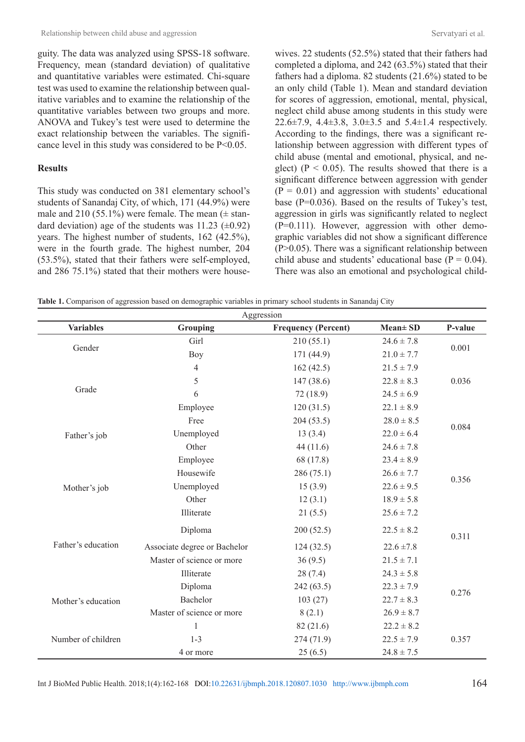guity. The data was analyzed using SPSS-18 software. Frequency, mean (standard deviation) of qualitative and quantitative variables were estimated. Chi-square test was used to examine the relationship between qualitative variables and to examine the relationship of the quantitative variables between two groups and more. ANOVA and Tukey's test were used to determine the exact relationship between the variables. The significance level in this study was considered to be P<0.05.

## Results

This study was conducted on 381 elementary school's students of Sanandaj City, of which, 171 (44.9%) were male and 210 (55.1%) were female. The mean (± standard deviation) age of the students was 11.23 (±0.92) years. The highest number of students, 162 (42.5%), were in the fourth grade. The highest number, 204 (53.5%), stated that their fathers were self-employed, and 286 75.1%) stated that their mothers were housewives. 22 students (52.5%) stated that their fathers had completed a diploma, and 242 (63.5%) stated that their fathers had a diploma. 82 students (21.6%) stated to be an only child (Table 1). Mean and standard deviation for scores of aggression, emotional, mental, physical, neglect child abuse among students in this study were 22.6±7.9, 4.4±3.8, 3.0±3.5 and 5.4±1.4 respectively. According to the findings, there was a significant relationship between aggression with different types of child abuse (mental and emotional, physical, and neglect) (P < 0.05). The results showed that there is a significant difference between aggression with gender (P = 0.01) and aggression with students' educational base (P=0.036). Based on the results of Tukey's test, aggression in girls was significantly related to neglect (P=0.111). However, aggression with other demographic variables did not show a significant difference (P>0.05). There was a significant relationship between child abuse and students' educational base (P = 0.04). There was also an emotional and psychological child-

**Table 1.** Comparison of aggression based on demographic variables in primary school students in Sanandaj City

| Variables | Grouping | Aggression | | |
|---|---|---|---|---|
| | | Frequency (Percent) | Mean± SD | P-value |
| Gender | Girl | 210 (55.1) | 24.6 ± 7.8 | 0.001 |
| | Boy | 171 (44.9) | 21.0 ± 7.7 | |
| Grade | 4 | 162 (42.5) | 21.5 ± 7.9 | 0.036 |
| | 5 | 147 (38.6) | 22.8 ± 8.3 | |
| | 6 | 72 (18.9) | 24.5 ± 6.9 | |
| Father's job | Employee | 120 (31.5) | 22.1 ± 8.9 | 0.084 |
| | Free | 204 (53.5) | 28.0 ± 8.5 | |
| | Unemployed | 13 (3.4) | 22.0 ± 6.4 | |
| | Other | 44 (11.6) | 24.6 ± 7.8 | |
| Mother's job | Employee | 68 (17.8) | 23.4 ± 8.9 | 0.356 |
| | Housewife | 286 (75.1) | 26.6 ± 7.7 | |
| | Unemployed | 15 (3.9) | 22.6 ± 9.5 | |
| | Other | 12 (3.1) | 18.9 ± 5.8 | |
| Father's education | Illiterate | 21 (5.5) | 25.6 ± 7.2 | 0.311 |
| | Diploma | 200 (52.5) | 22.5 ± 8.2 | |
| | Associate degree or Bachelor | 124 (32.5) | 22.6 ±7.8 | |
| | Master of science or more | 36 (9.5) | 21.5 ± 7.1 | |
| Mother's education | Illiterate | 28 (7.4) | 24.3 ± 5.8 | 0.276 |
| | Diploma | 242 (63.5) | 22.3 ± 7.9 | |
| | Bachelor | 103 (27) | 22.7 ± 8.3 | |
| | Master of science or more | 8 (2.1) | 26.9 ± 8.7 | |
| Number of children | 1 | 82 (21.6) | 22.2 ± 8.2 | 0.357 |
| | 1-3 | 274 (71.9) | 22.5 ± 7.9 | |
| | 4 or more | 25 (6.5) | 24.8 ± 7.5 | |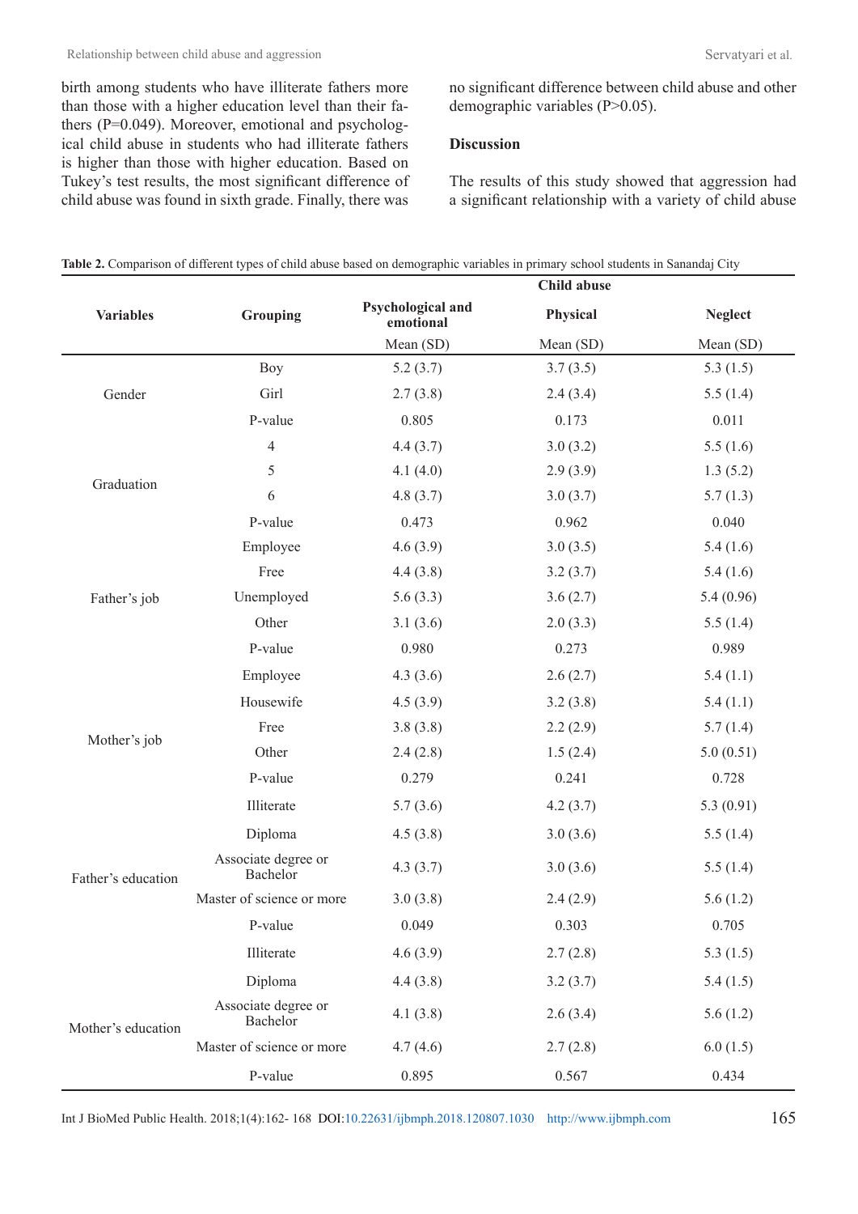birth among students who have illiterate fathers more than those with a higher education level than their fathers (P=0.049). Moreover, emotional and psychological child abuse in students who had illiterate fathers is higher than those with higher education. Based on Tukey's test results, the most significant difference of child abuse was found in sixth grade. Finally, there was no significant difference between child abuse and other demographic variables (P>0.05).

**Discussion**

The results of this study showed that aggression had a significant relationship with a variety of child abuse

**Table 2.** Comparison of different types of child abuse based on demographic variables in primary school students in Sanandaj City

| Variables | Grouping | Child abuse | | |
|---|---|---|---|---|
| | | Psychological and emotional | Physical | Neglect |
| | | Mean (SD) | Mean (SD) | Mean (SD) |
| Gender | Boy | 5.2 (3.7) | 3.7 (3.5) | 5.3 (1.5) |
| | Girl | 2.7 (3.8) | 2.4 (3.4) | 5.5 (1.4) |
| | P-value | 0.805 | 0.173 | 0.011 |
| Graduation | 4 | 4.4 (3.7) | 3.0 (3.2) | 5.5 (1.6) |
| | 5 | 4.1 (4.0) | 2.9 (3.9) | 1.3 (5.2) |
| | 6 | 4.8 (3.7) | 3.0 (3.7) | 5.7 (1.3) |
| | P-value | 0.473 | 0.962 | 0.040 |
| Father's job | Employee | 4.6 (3.9) | 3.0 (3.5) | 5.4 (1.6) |
| | Free | 4.4 (3.8) | 3.2 (3.7) | 5.4 (1.6) |
| | Unemployed | 5.6 (3.3) | 3.6 (2.7) | 5.4 (0.96) |
| | Other | 3.1 (3.6) | 2.0 (3.3) | 5.5 (1.4) |
| | P-value | 0.980 | 0.273 | 0.989 |
| Mother's job | Employee | 4.3 (3.6) | 2.6 (2.7) | 5.4 (1.1) |
| | Housewife | 4.5 (3.9) | 3.2 (3.8) | 5.4 (1.1) |
| | Free | 3.8 (3.8) | 2.2 (2.9) | 5.7 (1.4) |
| | Other | 2.4 (2.8) | 1.5 (2.4) | 5.0 (0.51) |
| | P-value | 0.279 | 0.241 | 0.728 |
| Father's education | Illiterate | 5.7 (3.6) | 4.2 (3.7) | 5.3 (0.91) |
| | Diploma | 4.5 (3.8) | 3.0 (3.6) | 5.5 (1.4) |
| | Associate degree or Bachelor | 4.3 (3.7) | 3.0 (3.6) | 5.5 (1.4) |
| | Master of science or more | 3.0 (3.8) | 2.4 (2.9) | 5.6 (1.2) |
| | P-value | 0.049 | 0.303 | 0.705 |
| Mother's education | Illiterate | 4.6 (3.9) | 2.7 (2.8) | 5.3 (1.5) |
| | Diploma | 4.4 (3.8) | 3.2 (3.7) | 5.4 (1.5) |
| | Associate degree or Bachelor | 4.1 (3.8) | 2.6 (3.4) | 5.6 (1.2) |
| | Master of science or more | 4.7 (4.6) | 2.7 (2.8) | 6.0 (1.5) |
| | P-value | 0.895 | 0.567 | 0.434 |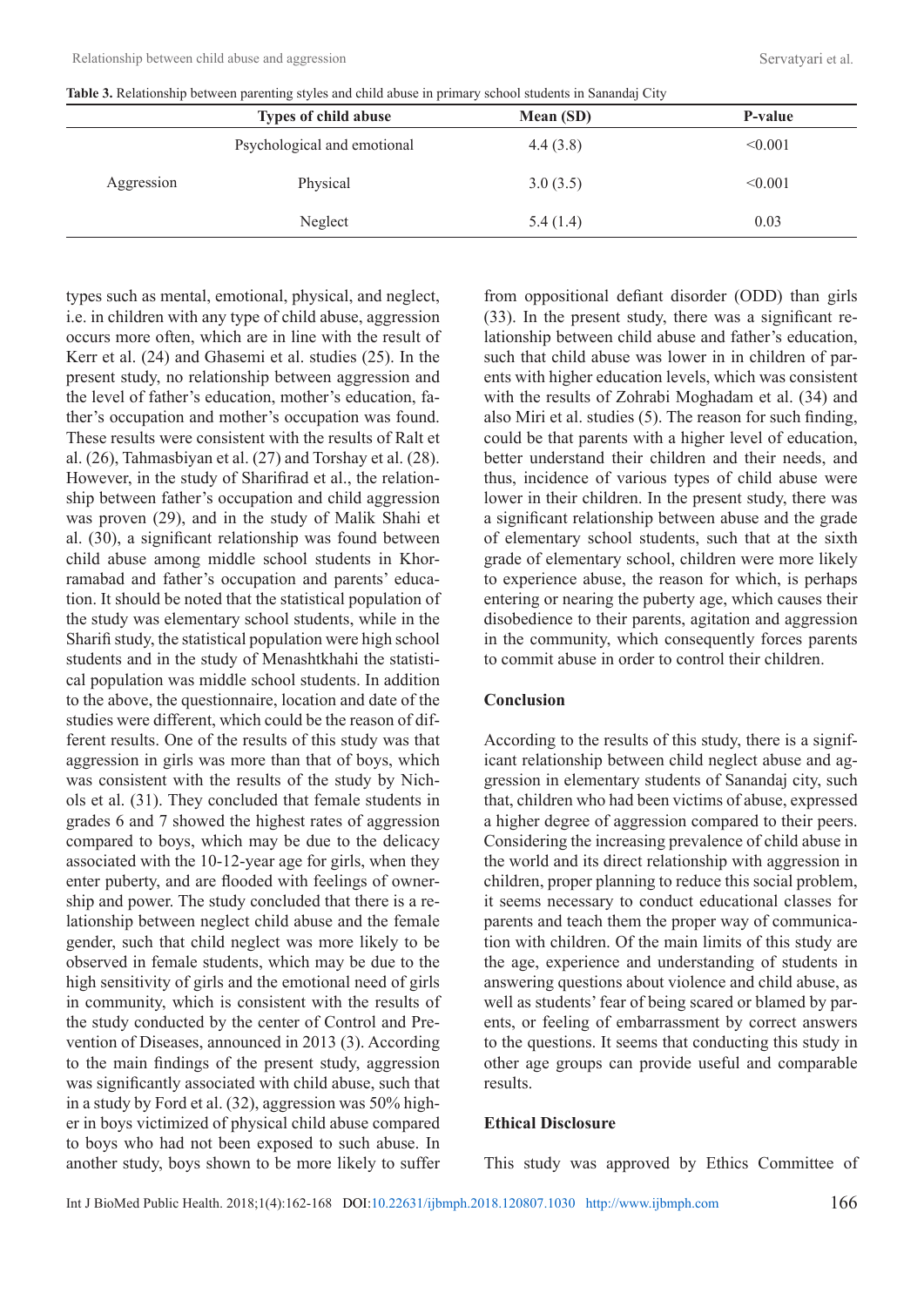**Table 3.** Relationship between parenting styles and child abuse in primary school students in Sanandaj City

| | Types of child abuse | Mean (SD) | P-value |
|---|---|---|---|
| Aggression | Psychological and emotional | 4.4 (3.8) | <0.001 |
| | Physical | 3.0 (3.5) | <0.001 |
| | Neglect | 5.4 (1.4) | 0.03 |

types such as mental, emotional, physical, and neglect, i.e. in children with any type of child abuse, aggression occurs more often, which are in line with the result of Kerr et al. (24) and Ghasemi et al. studies (25). In the present study, no relationship between aggression and the level of father's education, mother's education, father's occupation and mother's occupation was found. These results were consistent with the results of Ralt et al. (26), Tahmasbiyan et al. (27) and Torshay et al. (28). However, in the study of Sharifirad et al., the relationship between father's occupation and child aggression was proven (29), and in the study of Malik Shahi et al. (30), a significant relationship was found between child abuse among middle school students in Khorramabad and father's occupation and parents' education. It should be noted that the statistical population of the study was elementary school students, while in the Sharifi study, the statistical population were high school students and in the study of Menashtkhahi the statistical population was middle school students. In addition to the above, the questionnaire, location and date of the studies were different, which could be the reason of different results. One of the results of this study was that aggression in girls was more than that of boys, which was consistent with the results of the study by Nichols et al. (31). They concluded that female students in grades 6 and 7 showed the highest rates of aggression compared to boys, which may be due to the delicacy associated with the 10-12-year age for girls, when they enter puberty, and are flooded with feelings of ownership and power. The study concluded that there is a relationship between neglect child abuse and the female gender, such that child neglect was more likely to be observed in female students, which may be due to the high sensitivity of girls and the emotional need of girls in community, which is consistent with the results of the study conducted by the center of Control and Prevention of Diseases, announced in 2013 (3). According to the main findings of the present study, aggression was significantly associated with child abuse, such that in a study by Ford et al. (32), aggression was 50% higher in boys victimized of physical child abuse compared to boys who had not been exposed to such abuse. In another study, boys shown to be more likely to suffer from oppositional defiant disorder (ODD) than girls (33). In the present study, there was a significant relationship between child abuse and father's education, such that child abuse was lower in in children of parents with higher education levels, which was consistent with the results of Zohrabi Moghadam et al. (34) and also Miri et al. studies (5). The reason for such finding, could be that parents with a higher level of education, better understand their children and their needs, and thus, incidence of various types of child abuse were lower in their children. In the present study, there was a significant relationship between abuse and the grade of elementary school students, such that at the sixth grade of elementary school, children were more likely to experience abuse, the reason for which, is perhaps entering or nearing the puberty age, which causes their disobedience to their parents, agitation and aggression in the community, which consequently forces parents to commit abuse in order to control their children.

## Conclusion

According to the results of this study, there is a significant relationship between child abuse and aggression in elementary students of Sanandaj city, such that, children who had been victims of abuse, expressed a higher degree of aggression compared to their peers. Considering the increasing prevalence of child abuse in the world and its direct relationship with aggression in children, proper planning to reduce this social problem, it seems necessary to conduct educational classes for parents and teach them the proper way of communication with children. Of the main limits of this study are the age, experience and understanding of students in answering questions about violence and child abuse, as well as students' fear of being scared or blamed by parents, or feeling of embarrassment by correct answers to the questions. It seems that conducting this study in other age groups can provide useful and comparable results.

## Ethical Disclosure

This study was approved by Ethics Committee of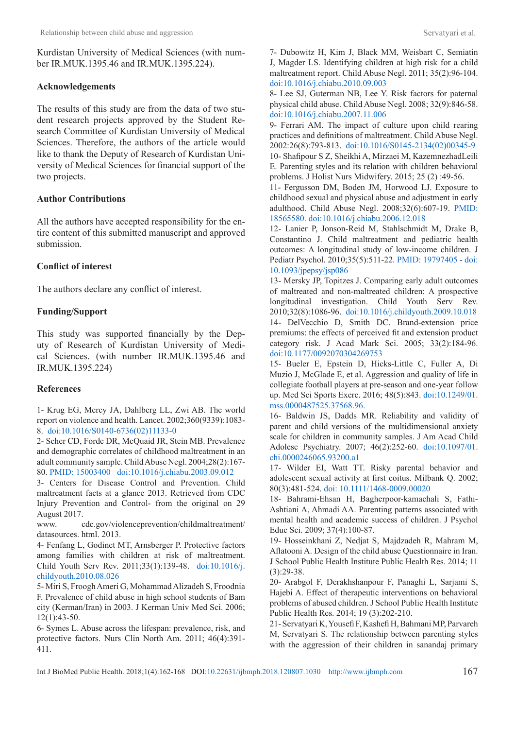Kurdistan University of Medical Sciences (with number IR.MUK.1395.46 and IR.MUK.1395.224).

## Acknowledgements

The results of this study are from the data of two student research projects approved by the Student Research Committee of Kurdistan University of Medical Sciences. Therefore, the authors of the article would like to thank the Deputy of Research of Kurdistan University of Medical Sciences for financial support of the two projects.

## Author Contributions

All the authors have accepted responsibility for the entire content of this submitted manuscript and approved submission.

## Conflict of interest

The authors declare any conflict of interest.

## Funding/Support

This study was supported financially by the Deputy of Research of Kurdistan University of Medical Sciences. (with number IR.MUK.1395.46 and IR.MUK.1395.224)

## References

1- Krug EG, Mercy JA, Dahlberg LL, Zwi AB. The world report on violence and health. Lancet. 2002;360(9339):1083-8. doi:10.1016/S0140-6736(02)11133-0

2- Scher CD, Forde DR, McQuaid JR, Stein MB. Prevalence and demographic correlates of childhood maltreatment in an adult community sample. Child Abuse Negl. 2004;28(2):167-80. PMID: 15003400 doi:10.1016/j.chiabu.2003.09.012

3- Centers for Disease Control and Prevention. Child maltreatment facts at a glance 2013. Retrieved from CDC Injury Prevention and Control- from the original on 29 August 2017. www. cdc.gov/violenceprevention/childmaltreatment/datasources. html. 2013.

4- Fenfang L, Godinet MT, Arnsberger P. Protective factors among families with children at risk of maltreatment. Child Youth Serv Rev. 2011;33(1):139-48. doi:10.1016/j.childyouth.2010.08.026

5- Miri S, Froogh Ameri G, Mohammad Alizadeh S, Froodnia F. Prevalence of child abuse in high school students of Bam city (Kerman/Iran) in 2003. J Kerman Univ Med Sci. 2006; 12(1):43-50.

6- Symes L. Abuse across the lifespan: prevalence, risk, and protective factors. Nurs Clin North Am. 2011; 46(4):391-411.

7- Dubowitz H, Kim J, Black MM, Weisbart C, Semiatin J, Magder LS. Identifying children at high risk for a child maltreatment report. Child Abuse Negl. 2011; 35(2):96-104. doi:10.1016/j.chiabu.2010.09.003

8- Lee SJ, Guterman NB, Lee Y. Risk factors for paternal physical child abuse. Child Abuse Negl. 2008; 32(9):846-58. doi:10.1016/j.chiabu.2007.11.006

9- Ferrari AM. The impact of culture upon child rearing practices and definitions of maltreatment. Child Abuse Negl. 2002:26(8):793-813. doi:10.1016/S0145-2134(02)00345-9

10- Shafipour S Z, Sheikhi A, Mirzaei M, KazemnezhadLeili E. Parenting styles and its relation with children behavioral problems. J Holist Nurs Midwifery. 2015; 25 (2) :49-56.

11- Fergusson DM, Boden JM, Horwood LJ. Exposure to childhood sexual and physical abuse and adjustment in early adulthood. Child Abuse Negl. 2008;32(6):607-19. PMID: 18565580. doi:10.1016/j.chiabu.2006.12.018

12- Lanier P, Jonson-Reid M, Stahlschmidt M, Drake B, Constantino J. Child maltreatment and pediatric health outcomes: A longitudinal study of low-income children. J Pediatr Psychol. 2010;35(5):511-22. PMID: 19797405 - doi:10.1093/jpepsy/jsp086

13- Mersky JP, Topitzes J. Comparing early adult outcomes of maltreated and non-maltreated children: A prospective longitudinal investigation. Child Youth Serv Rev. 2010;32(8):1086-96. doi:10.1016/j.childyouth.2009.10.018

14- DelVecchio D, Smith DC. Brand-extension price premiums: the effects of perceived fit and extension product category risk. J Acad Mark Sci. 2005; 33(2):184-96. doi:10.1177/0092070304269753

15- Bueler E, Epstein D, Hicks-Little C, Fuller A, Di Muzio J, McGlade E, et al. Aggression and quality of life in collegiate football players at pre-season and one-year follow up. Med Sci Sports Exerc. 2016; 48(5):843. doi:10.1249/01.mss.0000487525.37568.96.

16- Baldwin JS, Dadds MR. Reliability and validity of parent and child versions of the multidimensional anxiety scale for children in community samples. J Am Acad Child Adolesc Psychiatry. 2007; 46(2):252-60. doi:10.1097/01.chi.0000246065.93200.a1

17- Wilder EI, Watt TT. Risky parental behavior and adolescent sexual activity at first coitus. Milbank Q. 2002; 80(3):481-524. doi: 10.1111/1468-0009.00020

18- Bahrami-Ehsan H, Bagherpoor-kamachali S, Fathi-Ashtiani A, Ahmadi AA. Parenting patterns associated with mental health and academic success of children. J Psychol Educ Sci. 2009; 37(4):100-87.

19- Hosseinkhani Z, Nedjat S, Majdzadeh R, Mahram M, Aflatooni A. Design of the child abuse Questionnaire in Iran. J School Public Health Institute Public Health Res. 2014; 11 (3):29-38.

20- Arabgol F, Derakhshanpour F, Panaghi L, Sarjami S, Hajebi A. Effect of therapeutic interventions on behavioral problems of abused children. J School Public Health Institute Public Health Res. 2014; 19 (3):202-210.

21- Servatyari K, Yousefi F, Kashefi H, Bahmani MP, Parvareh M, Servatyari S. The relationship between parenting styles with the aggression of their children in sanandaj primary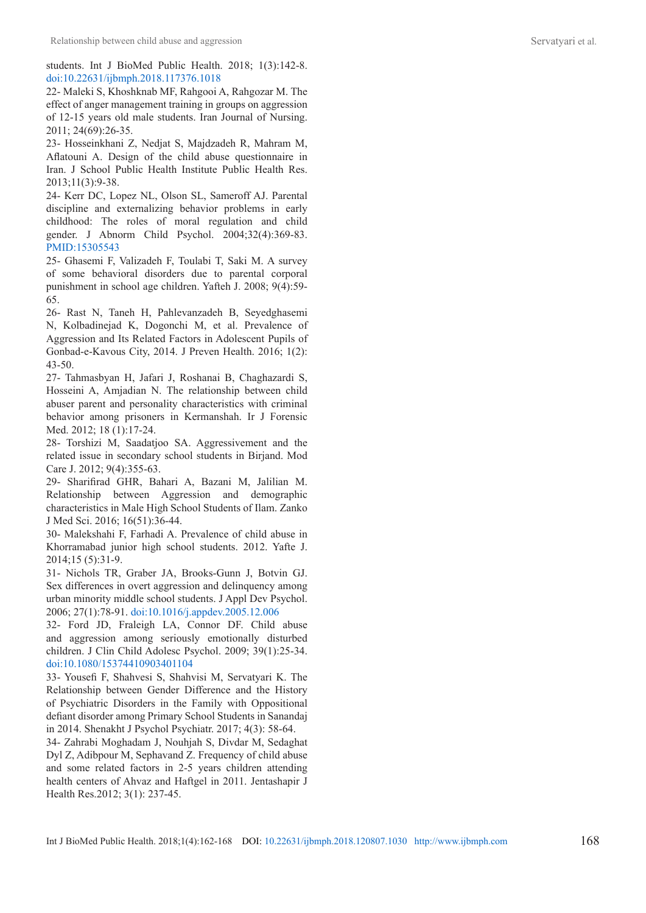students. Int J BioMed Public Health. 2018; 1(3):142-8. doi:10.22631/ijbmph.2018.117376.1018

22- Maleki S, Khoshknab MF, Rahgooi A, Rahgozar M. The effect of anger management training in groups on aggression of 12-15 years old male students. Iran Journal of Nursing. 2011; 24(69):26-35.

23- Hosseinkhani Z, Nedjat S, Majdzadeh R, Mahram M, Aflatouni A. Design of the child abuse questionnaire in Iran. J School Public Health Institute Public Health Res. 2013;11(3):9-38.

24- Kerr DC, Lopez NL, Olson SL, Sameroff AJ. Parental discipline and externalizing behavior problems in early childhood: The roles of moral regulation and child gender. J Abnorm Child Psychol. 2004;32(4):369-83. PMID:15305543

25- Ghasemi F, Valizadeh F, Toulabi T, Saki M. A survey of some behavioral disorders due to parental corporal punishment in school age children. Yafteh J. 2008; 9(4):59-65.

26- Rast N, Taneh H, Pahlevanzadeh B, Seyedghasemi N, Kolbadinejad K, Dogonchi M, et al. Prevalence of Aggression and Its Related Factors in Adolescent Pupils of Gonbad-e-Kavous City, 2014. J Preven Health. 2016; 1(2): 43-50.

27- Tahmasbyan H, Jafari J, Roshanai B, Chaghazardi S, Hosseini A, Amjadian N. The relationship between child abuser parent and personality characteristics with criminal behavior among prisoners in Kermanshah. Ir J Forensic Med. 2012; 18 (1):17-24.

28- Torshizi M, Saadatjoo SA. Aggressivement and the related issue in secondary school students in Birjand. Mod Care J. 2012; 9(4):355-63.

29- Sharifirad GHR, Bahari A, Bazani M, Jalilian M. Relationship between Aggression and demographic characteristics in Male High School Students of Ilam. Zanko J Med Sci. 2016; 16(51):36-44.

30- Malekshahi F, Farhadi A. Prevalence of child abuse in Khorramabad junior high school students. 2012. Yafte J. 2014;15 (5):31-9.

31- Nichols TR, Graber JA, Brooks-Gunn J, Botvin GJ. Sex differences in overt aggression and delinquency among urban minority middle school students. J Appl Dev Psychol. 2006; 27(1):78-91. doi:10.1016/j.appdev.2005.12.006

32- Ford JD, Fraleigh LA, Connor DF. Child abuse and aggression among seriously emotionally disturbed children. J Clin Child Adolesc Psychol. 2009; 39(1):25-34. doi:10.1080/15374410903401104

33- Yousefi F, Shahvesi S, Shahvisi M, Servatyari K. The Relationship between Gender Difference and the History of Psychiatric Disorders in the Family with Oppositional defiant disorder among Primary School Students in Sanandaj in 2014. Shenakht J Psychol Psychiatr. 2017; 4(3): 58-64.

34- Zahrabi Moghadam J, Nouhjah S, Divdar M, Sedaghat Dyl Z, Adibpour M, Sephavand Z. Frequency of child abuse and some related factors in 2-5 years children attending health centers of Ahvaz and Haftgel in 2011. Jentashapir J Health Res.2012; 3(1): 237-45.